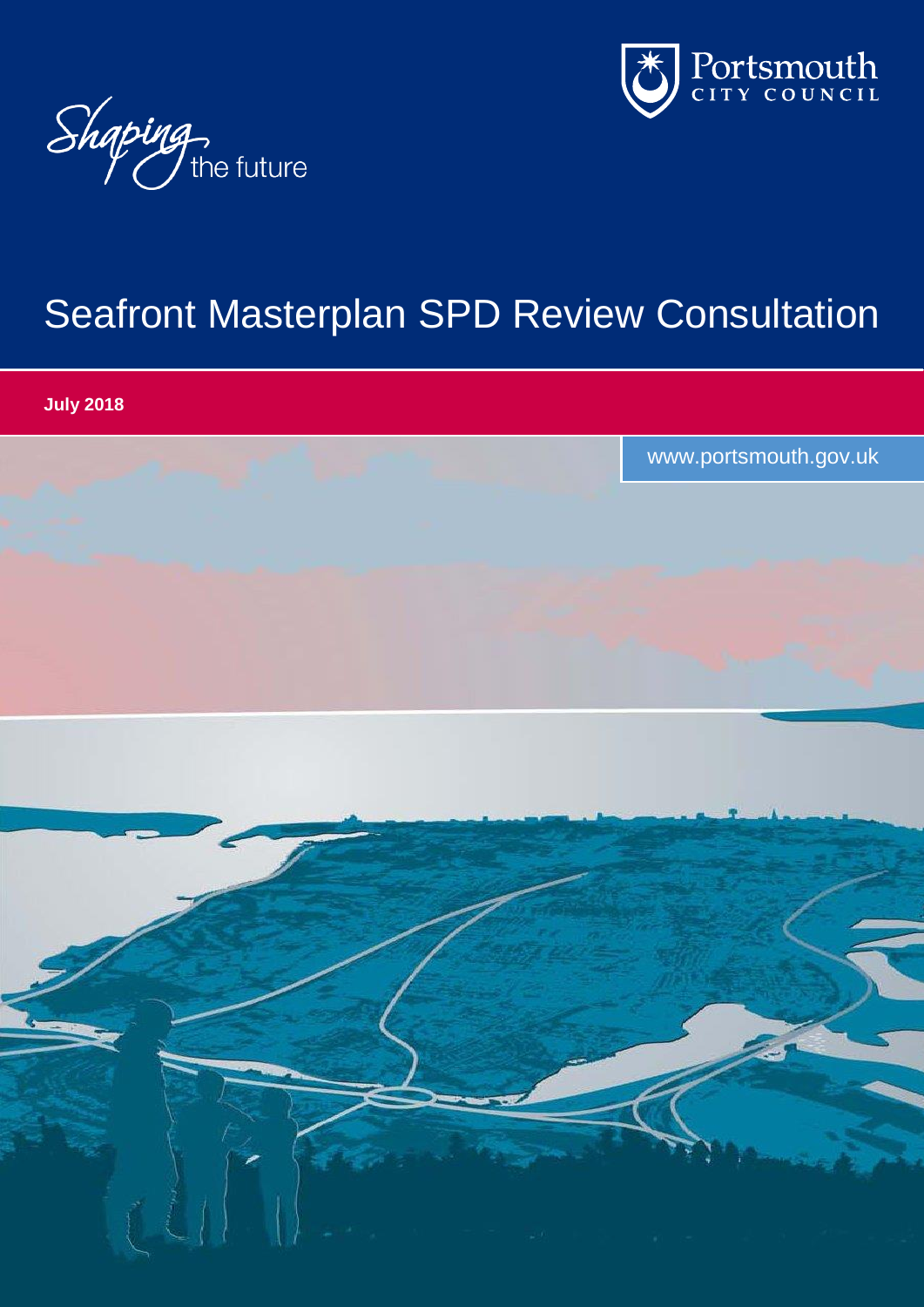*Shaping the future*

Portsmouth
CITY COUNCIL

# Seafront Masterplan SPD Review Consultation

**July 2018**

www.portsmouth.gov.uk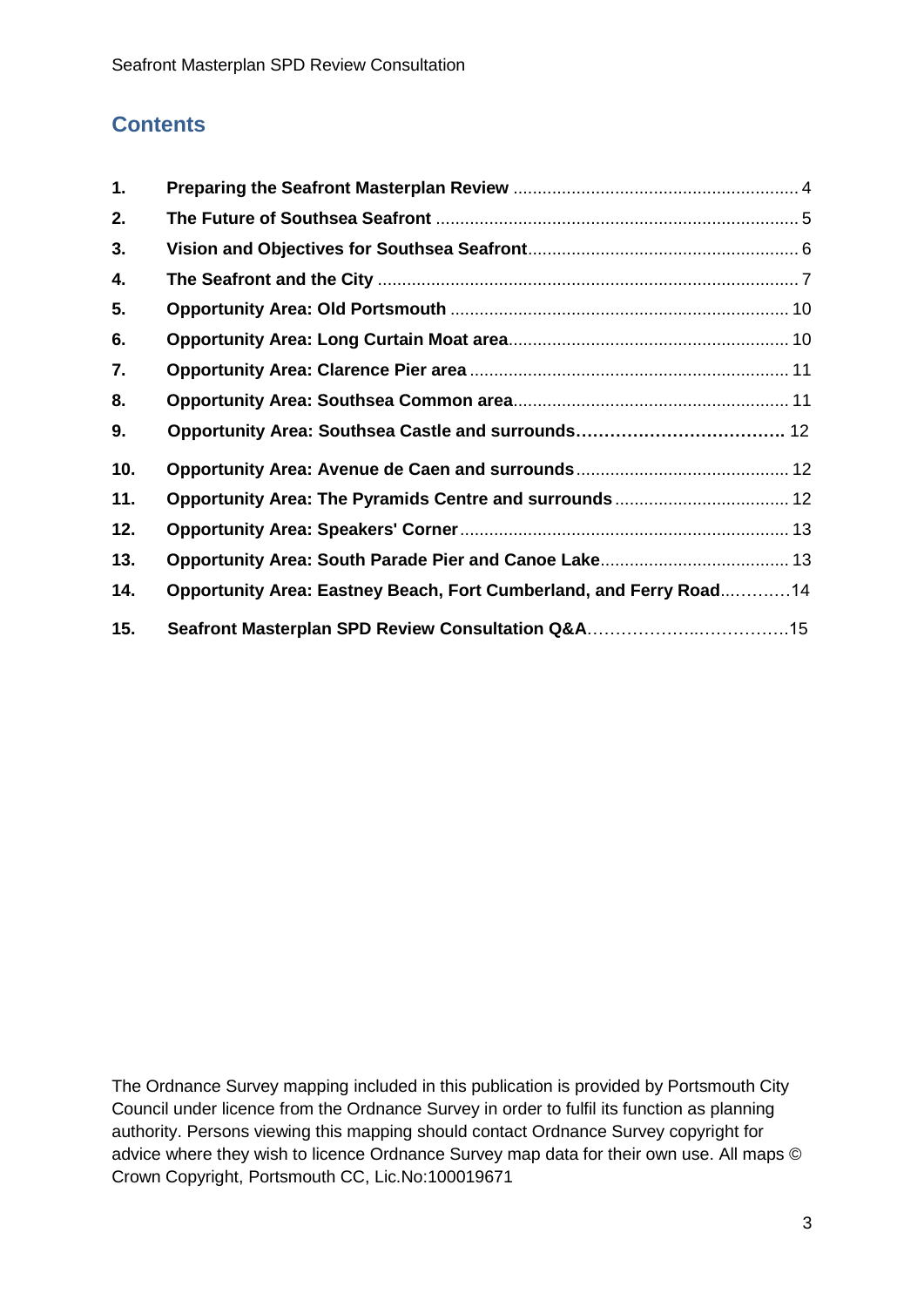## Contents

| | | |
|---|---|---|
| 1. | **Preparing the Seafront Masterplan Review** | 4 |
| 2. | **The Future of Southsea Seafront** | 5 |
| 3. | **Vision and Objectives for Southsea Seafront** | 6 |
| 4. | **The Seafront and the City** | 7 |
| 5. | **Opportunity Area: Old Portsmouth** | 10 |
| 6. | **Opportunity Area: Long Curtain Moat area** | 10 |
| 7. | **Opportunity Area: Clarence Pier area** | 11 |
| 8. | **Opportunity Area: Southsea Common area** | 11 |
| 9. | **Opportunity Area: Southsea Castle and surrounds** | 12 |
| 10. | **Opportunity Area: Avenue de Caen and surrounds** | 12 |
| 11. | **Opportunity Area: The Pyramids Centre and surrounds** | 12 |
| 12. | **Opportunity Area: Speakers' Corner** | 13 |
| 13. | **Opportunity Area: South Parade Pier and Canoe Lake** | 13 |
| 14. | **Opportunity Area: Eastney Beach, Fort Cumberland, and Ferry Road** | 14 |
| 15. | **Seafront Masterplan SPD Review Consultation Q&A** | 15 |

The Ordnance Survey mapping included in this publication is provided by Portsmouth City Council under licence from the Ordnance Survey in order to fulfil its function as planning authority. Persons viewing this mapping should contact Ordnance Survey copyright for advice where they wish to licence Ordnance Survey map data for their own use. All maps © Crown Copyright, Portsmouth CC, Lic.No:100019671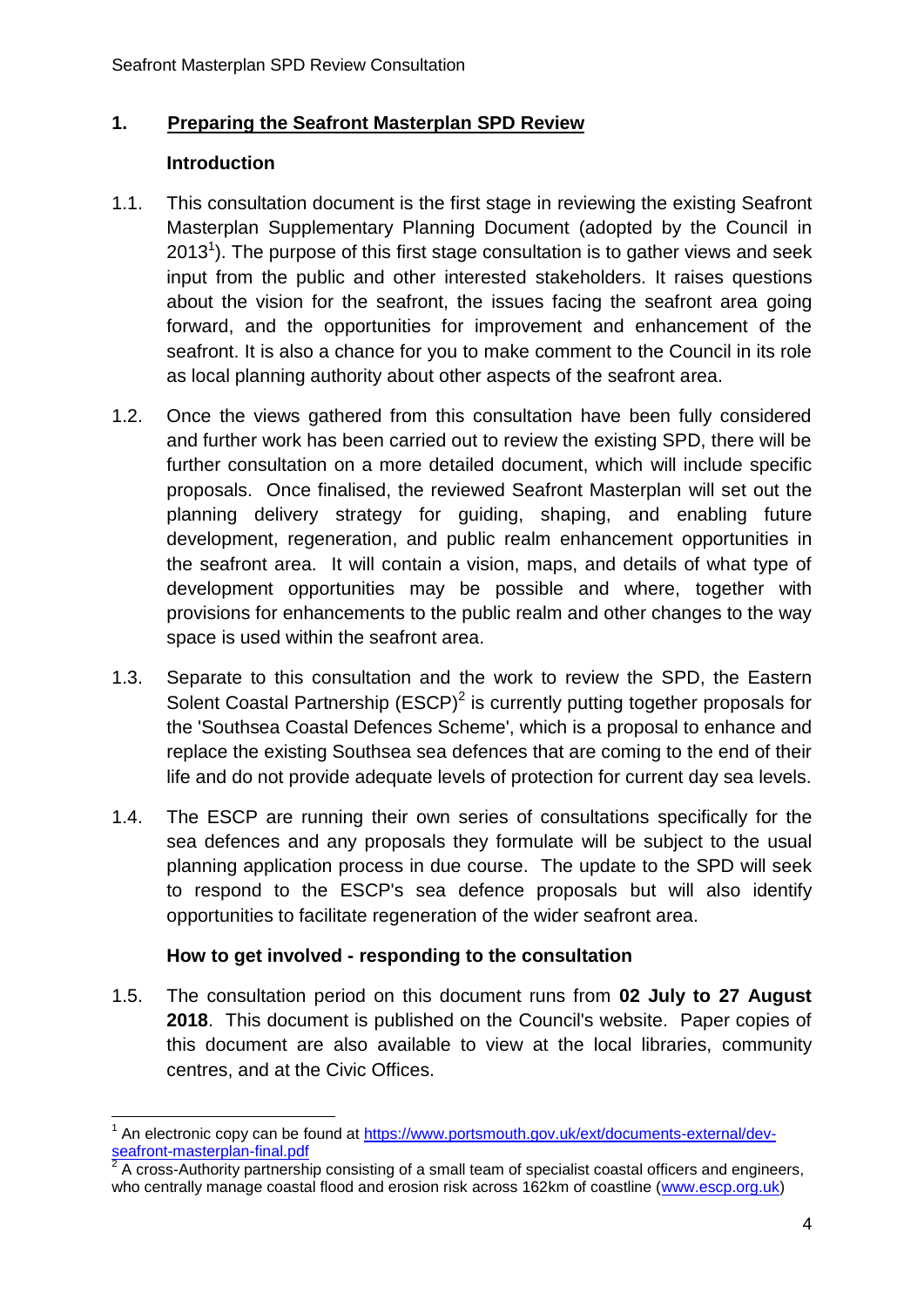## 1. Preparing the Seafront Masterplan SPD Review

### Introduction

1.1. This consultation document is the first stage in reviewing the existing Seafront Masterplan Supplementary Planning Document (adopted by the Council in 2013[1]). The purpose of this first stage consultation is to gather views and seek input from the public and other interested stakeholders. It raises questions about the vision for the seafront, the issues facing the seafront area going forward, and the opportunities for improvement and enhancement of the seafront. It is also a chance for you to make comment to the Council in its role as local planning authority about other aspects of the seafront area.

1.2. Once the views gathered from this consultation have been fully considered and further work has been carried out to review the existing SPD, there will be further consultation on a more detailed document, which will include specific proposals. Once finalised, the reviewed Seafront Masterplan will set out the planning delivery strategy for guiding, shaping, and enabling future development, regeneration, and public realm enhancement opportunities in the seafront area. It will contain a vision, maps, and details of what type of development opportunities may be possible and where, together with provisions for enhancements to the public realm and other changes to the way space is used within the seafront area.

1.3. Separate to this consultation and the work to review the SPD, the Eastern Solent Coastal Partnership (ESCP)[2] is currently putting together proposals for the 'Southsea Coastal Defences Scheme', which is a proposal to enhance and replace the existing Southsea sea defences that are coming to the end of their life and do not provide adequate levels of protection for current day sea levels.

1.4. The ESCP are running their own series of consultations specifically for the sea defences and any proposals they formulate will be subject to the usual planning application process in due course. The update to the SPD will seek to respond to the ESCP's sea defence proposals but will also identify opportunities to facilitate regeneration of the wider seafront area.

### How to get involved - responding to the consultation

1.5. The consultation period on this document runs from **02 July to 27 August 2018**. This document is published on the Council's website. Paper copies of this document are also available to view at the local libraries, community centres, and at the Civic Offices.

---

[1] An electronic copy can be found at https://www.portsmouth.gov.uk/ext/documents-external/dev-seafront-masterplan-final.pdf

[2] A cross-Authority partnership consisting of a small team of specialist coastal officers and engineers, who centrally manage coastal flood and erosion risk across 162km of coastline (www.escp.org.uk)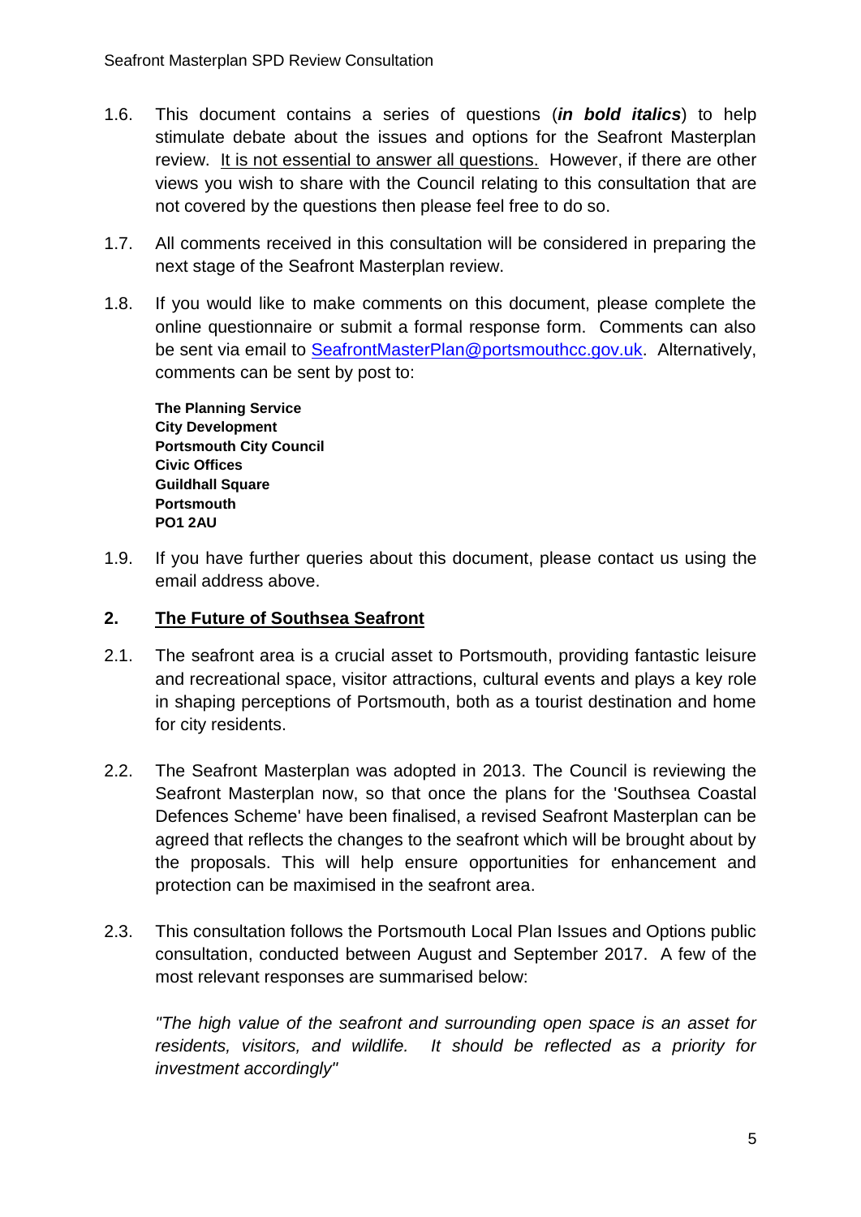1.6. This document contains a series of questions (***in bold italics***) to help stimulate debate about the issues and options for the Seafront Masterplan review. <u>It is not essential to answer all questions.</u> However, if there are other views you wish to share with the Council relating to this consultation that are not covered by the questions then please feel free to do so.

1.7. All comments received in this consultation will be considered in preparing the next stage of the Seafront Masterplan review.

1.8. If you would like to make comments on this document, please complete the online questionnaire or submit a formal response form. Comments can also be sent via email to [SeafrontMasterPlan@portsmouthcc.gov.uk](mailto:SeafrontMasterPlan@portsmouthcc.gov.uk). Alternatively, comments can be sent by post to:

**The Planning Service**
**City Development**
**Portsmouth City Council**
**Civic Offices**
**Guildhall Square**
**Portsmouth**
**PO1 2AU**

1.9. If you have further queries about this document, please contact us using the email address above.

## 2. <u>The Future of Southsea Seafront</u>

2.1. The seafront area is a crucial asset to Portsmouth, providing fantastic leisure and recreational space, visitor attractions, cultural events and plays a key role in shaping perceptions of Portsmouth, both as a tourist destination and home for city residents.

2.2. The Seafront Masterplan was adopted in 2013. The Council is reviewing the Seafront Masterplan now, so that once the plans for the 'Southsea Coastal Defences Scheme' have been finalised, a revised Seafront Masterplan can be agreed that reflects the changes to the seafront which will be brought about by the proposals. This will help ensure opportunities for enhancement and protection can be maximised in the seafront area.

2.3. This consultation follows the Portsmouth Local Plan Issues and Options public consultation, conducted between August and September 2017. A few of the most relevant responses are summarised below:

*"The high value of the seafront and surrounding open space is an asset for residents, visitors, and wildlife. It should be reflected as a priority for investment accordingly"*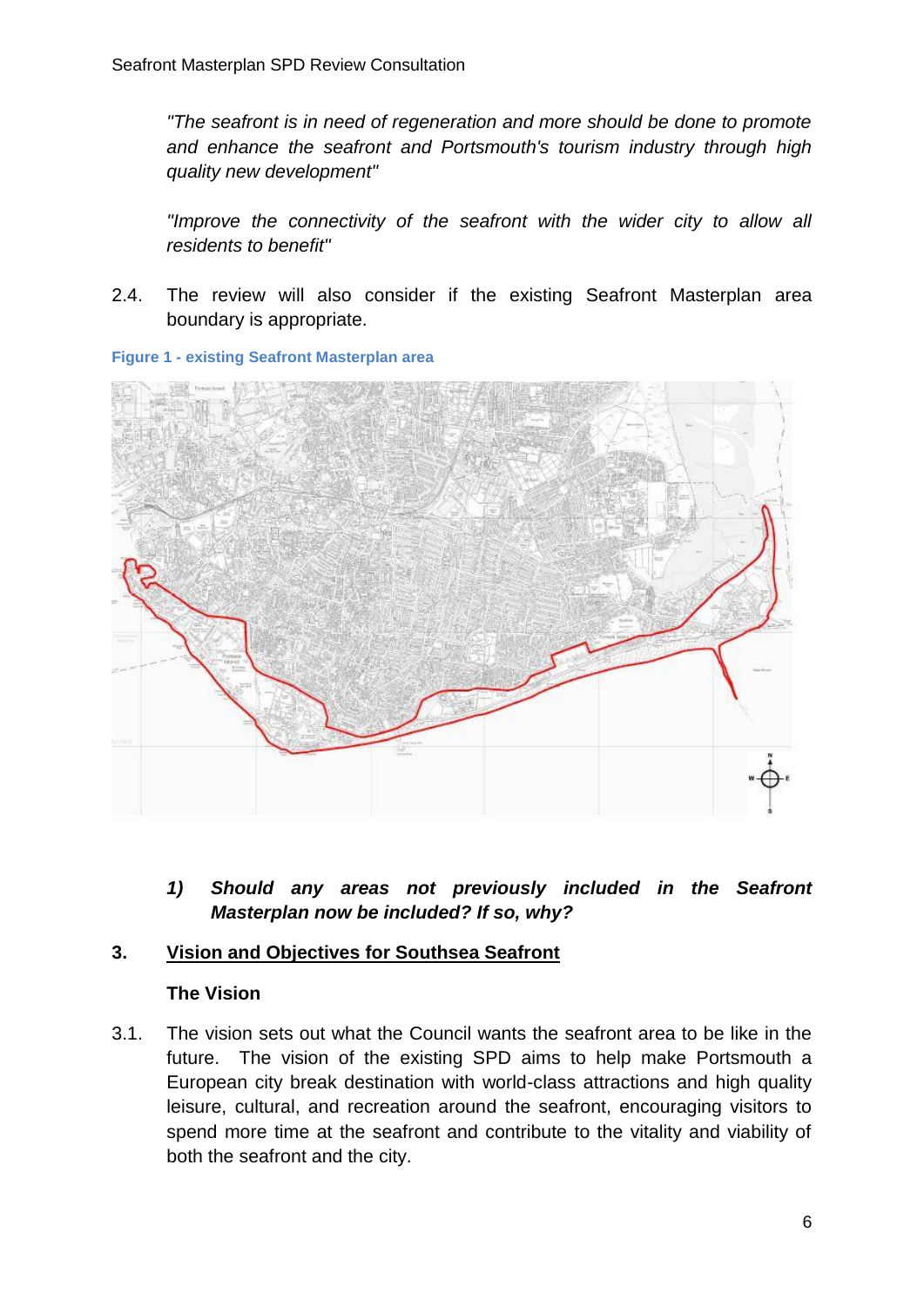*"The seafront is in need of regeneration and more should be done to promote and enhance the seafront and Portsmouth's tourism industry through high quality new development"*

*"Improve the connectivity of the seafront with the wider city to allow all residents to benefit"*

2.4. The review will also consider if the existing Seafront Masterplan area boundary is appropriate.

**Figure 1 - existing Seafront Masterplan area**

***1) Should any areas not previously included in the Seafront Masterplan now be included? If so, why?***

## 3. Vision and Objectives for Southsea Seafront

### The Vision

3.1. The vision sets out what the Council wants the seafront area to be like in the future. The vision of the existing SPD aims to help make Portsmouth a European city break destination with world-class attractions and high quality leisure, cultural, and recreation around the seafront, encouraging visitors to spend more time at the seafront and contribute to the vitality and viability of both the seafront and the city.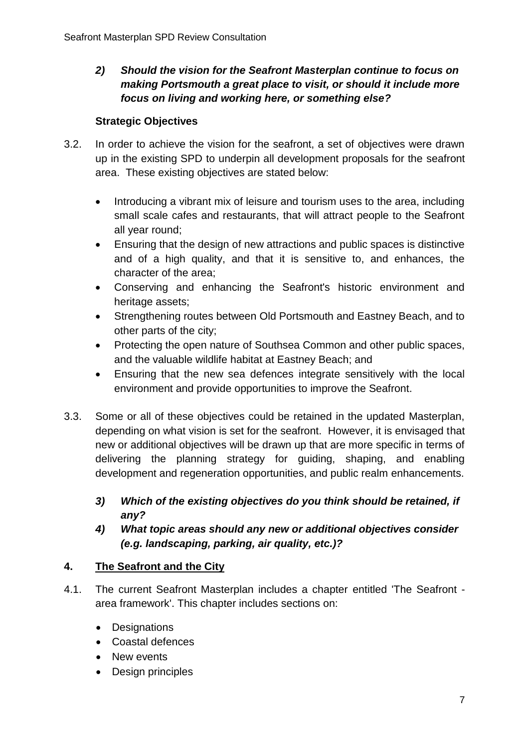***2) Should the vision for the Seafront Masterplan continue to focus on making Portsmouth a great place to visit, or should it include more focus on living and working here, or something else?***

### Strategic Objectives

3.2. In order to achieve the vision for the seafront, a set of objectives were drawn up in the existing SPD to underpin all development proposals for the seafront area. These existing objectives are stated below:

- Introducing a vibrant mix of leisure and tourism uses to the area, including small scale cafes and restaurants, that will attract people to the Seafront all year round;
- Ensuring that the design of new attractions and public spaces is distinctive and of a high quality, and that it is sensitive to, and enhances, the character of the area;
- Conserving and enhancing the Seafront's historic environment and heritage assets;
- Strengthening routes between Old Portsmouth and Eastney Beach, and to other parts of the city;
- Protecting the open nature of Southsea Common and other public spaces, and the valuable wildlife habitat at Eastney Beach; and
- Ensuring that the new sea defences integrate sensitively with the local environment and provide opportunities to improve the Seafront.

3.3. Some or all of these objectives could be retained in the updated Masterplan, depending on what vision is set for the seafront. However, it is envisaged that new or additional objectives will be drawn up that are more specific in terms of delivering the planning strategy for guiding, shaping, and enabling development and regeneration opportunities, and public realm enhancements.

***3) Which of the existing objectives do you think should be retained, if any?***

***4) What topic areas should any new or additional objectives consider (e.g. landscaping, parking, air quality, etc.)?***

## 4. The Seafront and the City

4.1. The current Seafront Masterplan includes a chapter entitled 'The Seafront - area framework'. This chapter includes sections on:

- Designations
- Coastal defences
- New events
- Design principles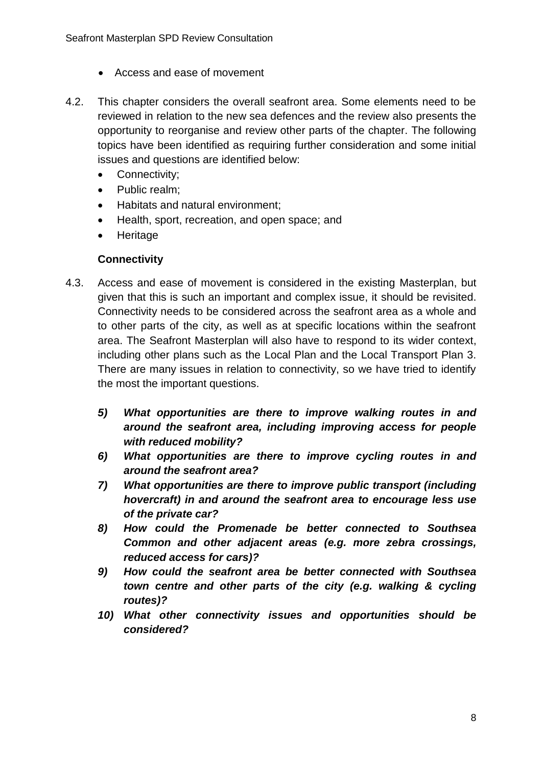- Access and ease of movement

4.2. This chapter considers the overall seafront area. Some elements need to be reviewed in relation to the new sea defences and the review also presents the opportunity to reorganise and review other parts of the chapter. The following topics have been identified as requiring further consideration and some initial issues and questions are identified below:

- Connectivity;
- Public realm;
- Habitats and natural environment;
- Health, sport, recreation, and open space; and
- Heritage

**Connectivity**

4.3. Access and ease of movement is considered in the existing Masterplan, but given that this is such an important and complex issue, it should be revisited. Connectivity needs to be considered across the seafront area as a whole and to other parts of the city, as well as at specific locations within the seafront area. The Seafront Masterplan will also have to respond to its wider context, including other plans such as the Local Plan and the Local Transport Plan 3. There are many issues in relation to connectivity, so we have tried to identify the most the important questions.

5) ***What opportunities are there to improve walking routes in and around the seafront area, including improving access for people with reduced mobility?***
6) ***What opportunities are there to improve cycling routes in and around the seafront area?***
7) ***What opportunities are there to improve public transport (including hovercraft) in and around the seafront area to encourage less use of the private car?***
8) ***How could the Promenade be better connected to Southsea Common and other adjacent areas (e.g. more zebra crossings, reduced access for cars)?***
9) ***How could the seafront area be better connected with Southsea town centre and other parts of the city (e.g. walking & cycling routes)?***
10) ***What other connectivity issues and opportunities should be considered?***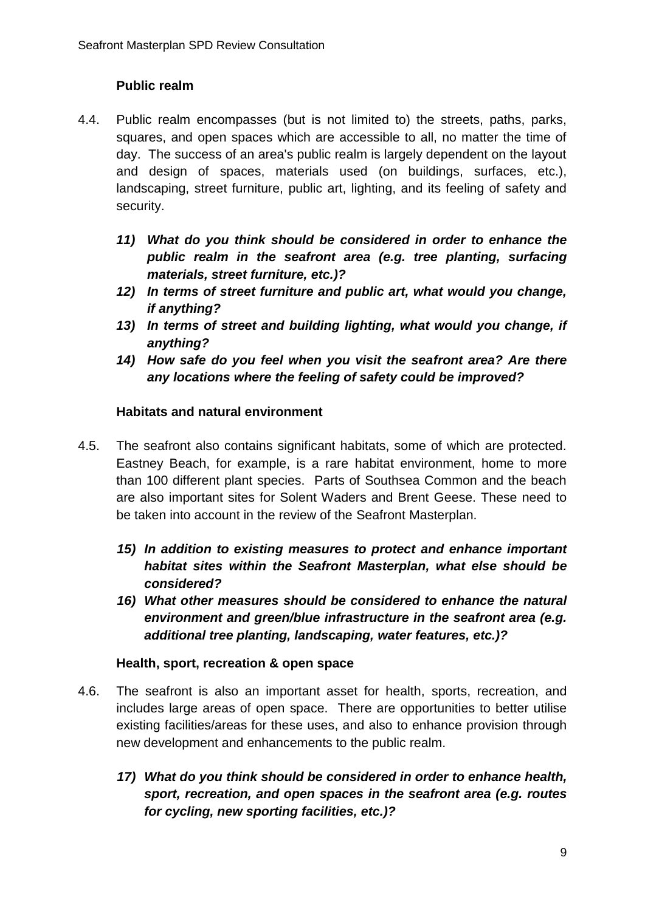### Public realm

4.4. Public realm encompasses (but is not limited to) the streets, paths, parks, squares, and open spaces which are accessible to all, no matter the time of day. The success of an area's public realm is largely dependent on the layout and design of spaces, materials used (on buildings, surfaces, etc.), landscaping, street furniture, public art, lighting, and its feeling of safety and security.

11) ***What do you think should be considered in order to enhance the public realm in the seafront area (e.g. tree planting, surfacing materials, street furniture, etc.)?***
12) ***In terms of street furniture and public art, what would you change, if anything?***
13) ***In terms of street and building lighting, what would you change, if anything?***
14) ***How safe do you feel when you visit the seafront area? Are there any locations where the feeling of safety could be improved?***

### Habitats and natural environment

4.5. The seafront also contains significant habitats, some of which are protected. Eastney Beach, for example, is a rare habitat environment, home to more than 100 different plant species. Parts of Southsea Common and the beach are also important sites for Solent Waders and Brent Geese. These need to be taken into account in the review of the Seafront Masterplan.

15) ***In addition to existing measures to protect and enhance important habitat sites within the Seafront Masterplan, what else should be considered?***
16) ***What other measures should be considered to enhance the natural environment and green/blue infrastructure in the seafront area (e.g. additional tree planting, landscaping, water features, etc.)?***

### Health, sport, recreation & open space

4.6. The seafront is also an important asset for health, sports, recreation, and includes large areas of open space. There are opportunities to better utilise existing facilities/areas for these uses, and also to enhance provision through new development and enhancements to the public realm.

17) ***What do you think should be considered in order to enhance health, sport, recreation, and open spaces in the seafront area (e.g. routes for cycling, new sporting facilities, etc.)?***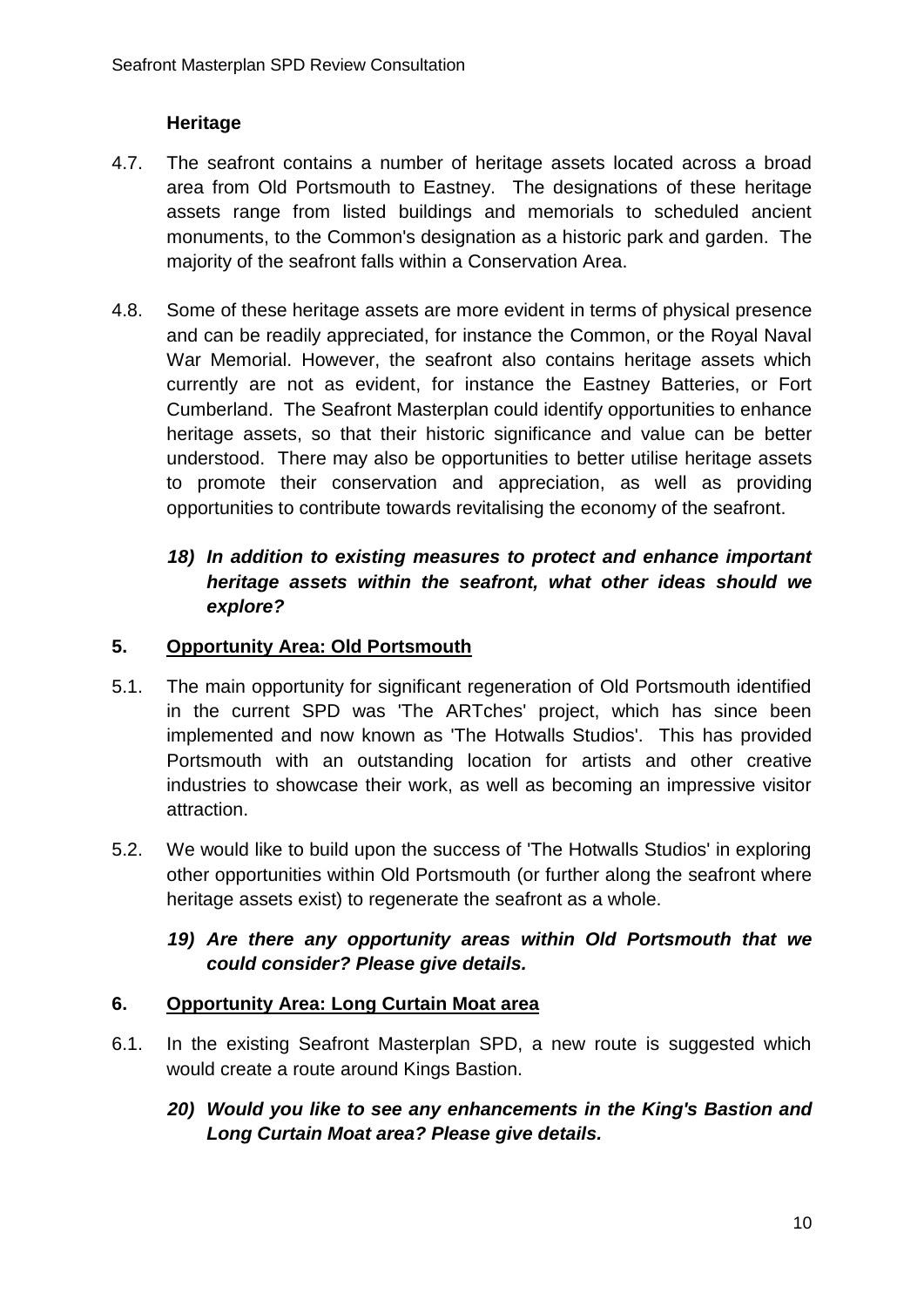### Heritage

4.7. The seafront contains a number of heritage assets located across a broad area from Old Portsmouth to Eastney. The designations of these heritage assets range from listed buildings and memorials to scheduled ancient monuments, to the Common's designation as a historic park and garden. The majority of the seafront falls within a Conservation Area.

4.8. Some of these heritage assets are more evident in terms of physical presence and can be readily appreciated, for instance the Common, or the Royal Naval War Memorial. However, the seafront also contains heritage assets which currently are not as evident, for instance the Eastney Batteries, or Fort Cumberland. The Seafront Masterplan could identify opportunities to enhance heritage assets, so that their historic significance and value can be better understood. There may also be opportunities to better utilise heritage assets to promote their conservation and appreciation, as well as providing opportunities to contribute towards revitalising the economy of the seafront.

***18) In addition to existing measures to protect and enhance important heritage assets within the seafront, what other ideas should we explore?***

## 5. Opportunity Area: Old Portsmouth

5.1. The main opportunity for significant regeneration of Old Portsmouth identified in the current SPD was 'The ARTches' project, which has since been implemented and now known as 'The Hotwalls Studios'. This has provided Portsmouth with an outstanding location for artists and other creative industries to showcase their work, as well as becoming an impressive visitor attraction.

5.2. We would like to build upon the success of 'The Hotwalls Studios' in exploring other opportunities within Old Portsmouth (or further along the seafront where heritage assets exist) to regenerate the seafront as a whole.

***19) Are there any opportunity areas within Old Portsmouth that we could consider? Please give details.***

## 6. Opportunity Area: Long Curtain Moat area

6.1. In the existing Seafront Masterplan SPD, a new route is suggested which would create a route around Kings Bastion.

***20) Would you like to see any enhancements in the King's Bastion and Long Curtain Moat area? Please give details.***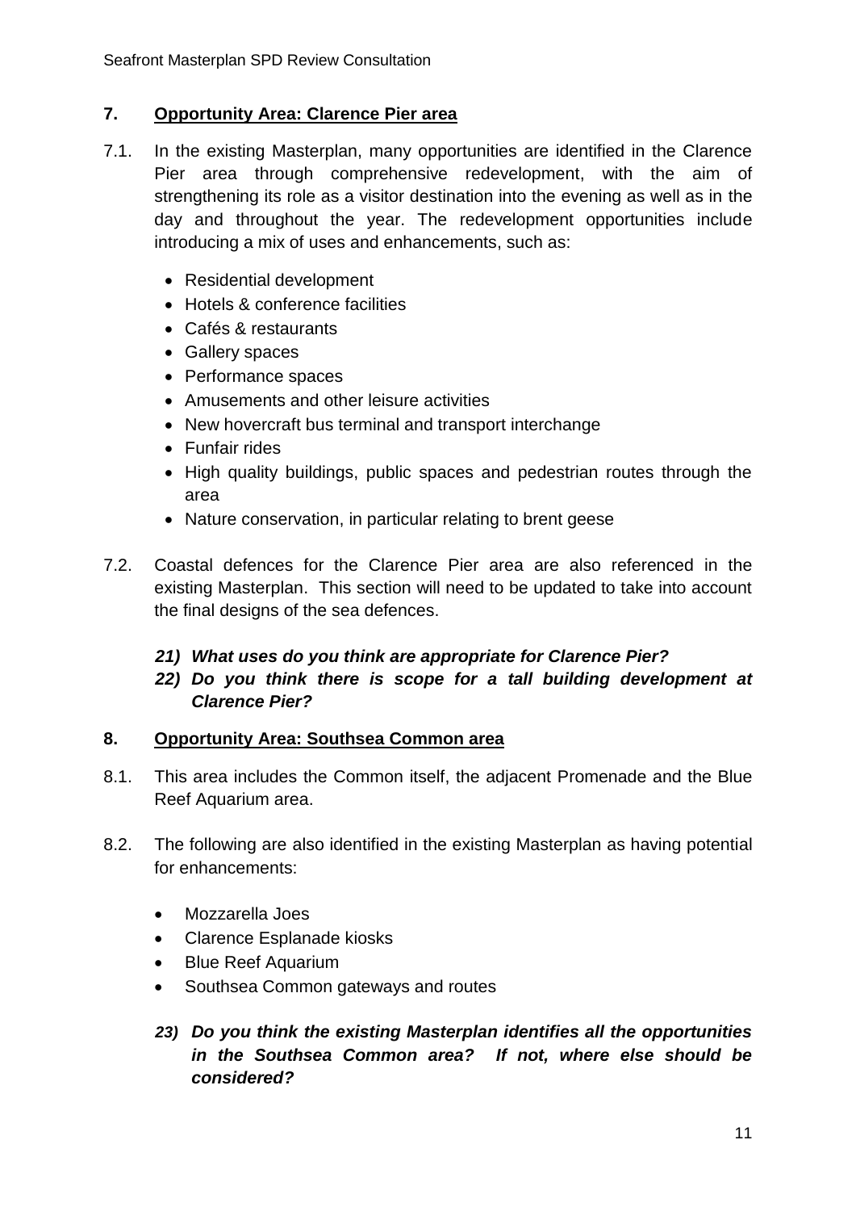## 7. Opportunity Area: Clarence Pier area

7.1. In the existing Masterplan, many opportunities are identified in the Clarence Pier area through comprehensive redevelopment, with the aim of strengthening its role as a visitor destination into the evening as well as in the day and throughout the year. The redevelopment opportunities include introducing a mix of uses and enhancements, such as:

- Residential development
- Hotels & conference facilities
- Cafés & restaurants
- Gallery spaces
- Performance spaces
- Amusements and other leisure activities
- New hovercraft bus terminal and transport interchange
- Funfair rides
- High quality buildings, public spaces and pedestrian routes through the area
- Nature conservation, in particular relating to brent geese

7.2. Coastal defences for the Clarence Pier area are also referenced in the existing Masterplan. This section will need to be updated to take into account the final designs of the sea defences.

***21) What uses do you think are appropriate for Clarence Pier?***

***22) Do you think there is scope for a tall building development at Clarence Pier?***

## 8. Opportunity Area: Southsea Common area

8.1. This area includes the Common itself, the adjacent Promenade and the Blue Reef Aquarium area.

8.2. The following are also identified in the existing Masterplan as having potential for enhancements:

- Mozzarella Joes
- Clarence Esplanade kiosks
- Blue Reef Aquarium
- Southsea Common gateways and routes

***23) Do you think the existing Masterplan identifies all the opportunities in the Southsea Common area? If not, where else should be considered?***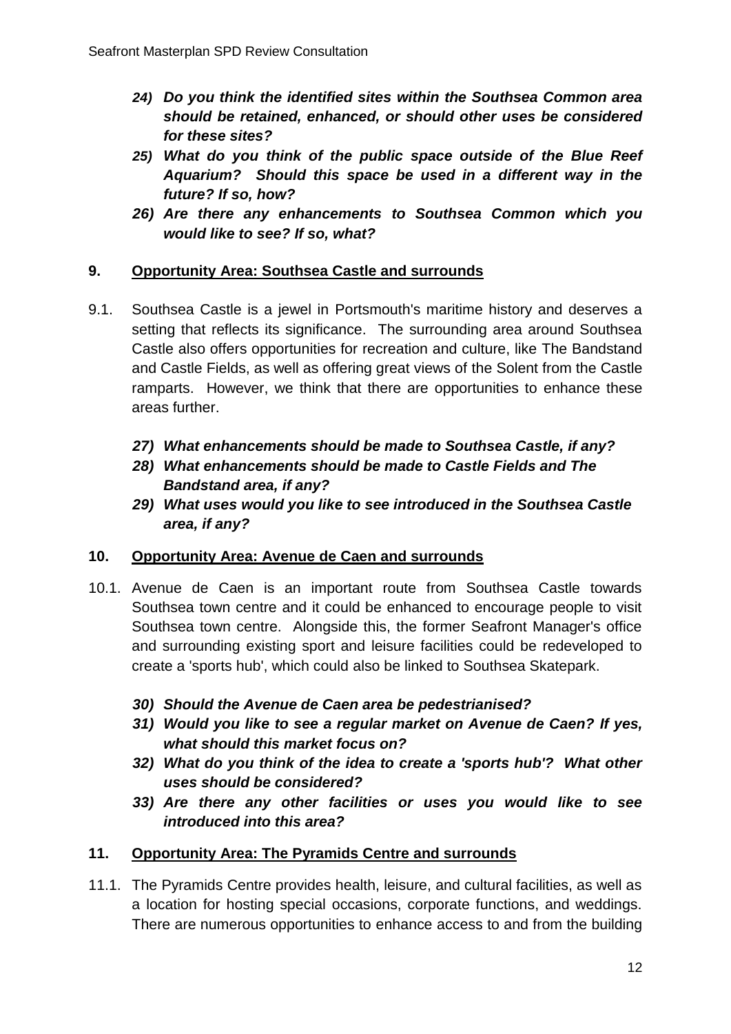24) ***Do you think the identified sites within the Southsea Common area should be retained, enhanced, or should other uses be considered for these sites?***
25) ***What do you think of the public space outside of the Blue Reef Aquarium? Should this space be used in a different way in the future? If so, how?***
26) ***Are there any enhancements to Southsea Common which you would like to see? If so, what?***

## 9. Opportunity Area: Southsea Castle and surrounds

9.1. Southsea Castle is a jewel in Portsmouth's maritime history and deserves a setting that reflects its significance. The surrounding area around Southsea Castle also offers opportunities for recreation and culture, like The Bandstand and Castle Fields, as well as offering great views of the Solent from the Castle ramparts. However, we think that there are opportunities to enhance these areas further.

27) ***What enhancements should be made to Southsea Castle, if any?***
28) ***What enhancements should be made to Castle Fields and The Bandstand area, if any?***
29) ***What uses would you like to see introduced in the Southsea Castle area, if any?***

## 10. Opportunity Area: Avenue de Caen and surrounds

10.1. Avenue de Caen is an important route from Southsea Castle towards Southsea town centre and it could be enhanced to encourage people to visit Southsea town centre. Alongside this, the former Seafront Manager's office and surrounding existing sport and leisure facilities could be redeveloped to create a 'sports hub', which could also be linked to Southsea Skatepark.

30) ***Should the Avenue de Caen area be pedestrianised?***
31) ***Would you like to see a regular market on Avenue de Caen? If yes, what should this market focus on?***
32) ***What do you think of the idea to create a 'sports hub'? What other uses should be considered?***
33) ***Are there any other facilities or uses you would like to see introduced into this area?***

## 11. Opportunity Area: The Pyramids Centre and surrounds

11.1. The Pyramids Centre provides health, leisure, and cultural facilities, as well as a location for hosting special occasions, corporate functions, and weddings. There are numerous opportunities to enhance access to and from the building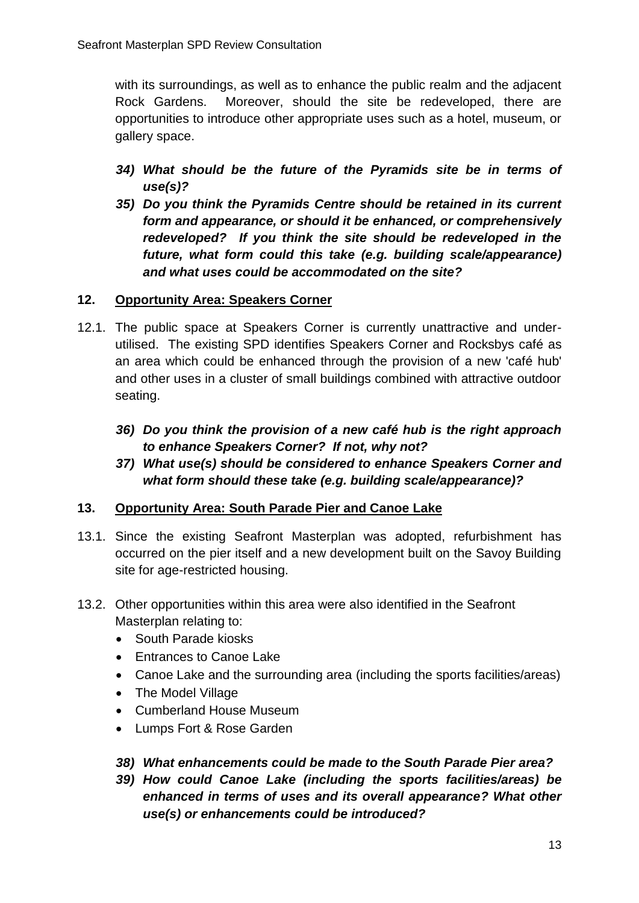with its surroundings, as well as to enhance the public realm and the adjacent Rock Gardens. Moreover, should the site be redeveloped, there are opportunities to introduce other appropriate uses such as a hotel, museum, or gallery space.

34) ***What should be the future of the Pyramids site be in terms of use(s)?***
35) ***Do you think the Pyramids Centre should be retained in its current form and appearance, or should it be enhanced, or comprehensively redeveloped? If you think the site should be redeveloped in the future, what form could this take (e.g. building scale/appearance) and what uses could be accommodated on the site?***

## 12. Opportunity Area: Speakers Corner

12.1. The public space at Speakers Corner is currently unattractive and under-utilised. The existing SPD identifies Speakers Corner and Rocksbys café as an area which could be enhanced through the provision of a new 'café hub' and other uses in a cluster of small buildings combined with attractive outdoor seating.

36) ***Do you think the provision of a new café hub is the right approach to enhance Speakers Corner? If not, why not?***
37) ***What use(s) should be considered to enhance Speakers Corner and what form should these take (e.g. building scale/appearance)?***

## 13. Opportunity Area: South Parade Pier and Canoe Lake

13.1. Since the existing Seafront Masterplan was adopted, refurbishment has occurred on the pier itself and a new development built on the Savoy Building site for age-restricted housing.

13.2. Other opportunities within this area were also identified in the Seafront Masterplan relating to:

- South Parade kiosks
- Entrances to Canoe Lake
- Canoe Lake and the surrounding area (including the sports facilities/areas)
- The Model Village
- Cumberland House Museum
- Lumps Fort & Rose Garden

38) ***What enhancements could be made to the South Parade Pier area?***
39) ***How could Canoe Lake (including the sports facilities/areas) be enhanced in terms of uses and its overall appearance? What other use(s) or enhancements could be introduced?***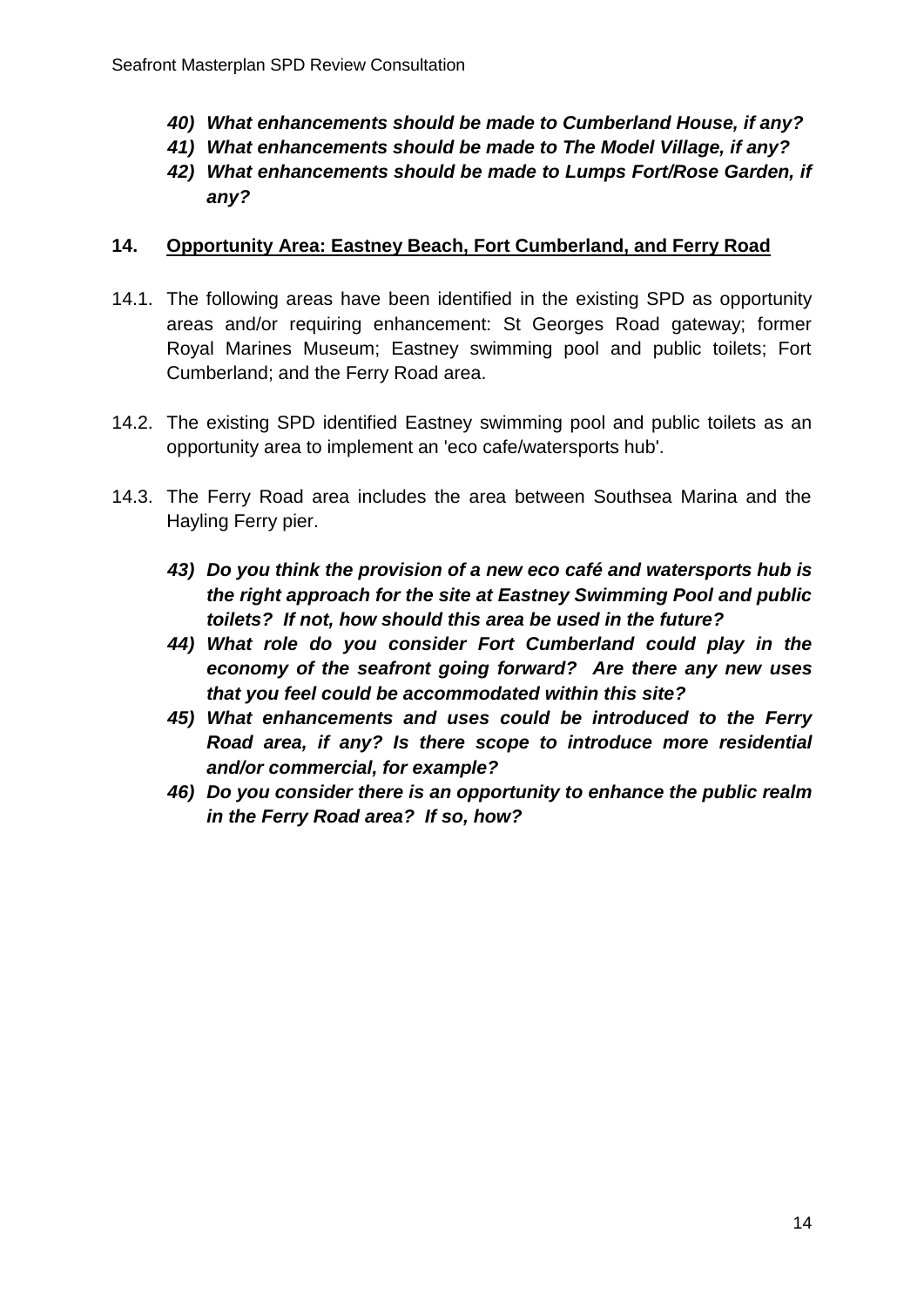40) ***What enhancements should be made to Cumberland House, if any?***
41) ***What enhancements should be made to The Model Village, if any?***
42) ***What enhancements should be made to Lumps Fort/Rose Garden, if any?***

## 14. <u>Opportunity Area: Eastney Beach, Fort Cumberland, and Ferry Road</u>

14.1. The following areas have been identified in the existing SPD as opportunity areas and/or requiring enhancement: St Georges Road gateway; former Royal Marines Museum; Eastney swimming pool and public toilets; Fort Cumberland; and the Ferry Road area.

14.2. The existing SPD identified Eastney swimming pool and public toilets as an opportunity area to implement an 'eco cafe/watersports hub'.

14.3. The Ferry Road area includes the area between Southsea Marina and the Hayling Ferry pier.

43) ***Do you think the provision of a new eco café and watersports hub is the right approach for the site at Eastney Swimming Pool and public toilets? If not, how should this area be used in the future?***
44) ***What role do you consider Fort Cumberland could play in the economy of the seafront going forward? Are there any new uses that you feel could be accommodated within this site?***
45) ***What enhancements and uses could be introduced to the Ferry Road area, if any? Is there scope to introduce more residential and/or commercial, for example?***
46) ***Do you consider there is an opportunity to enhance the public realm in the Ferry Road area? If so, how?***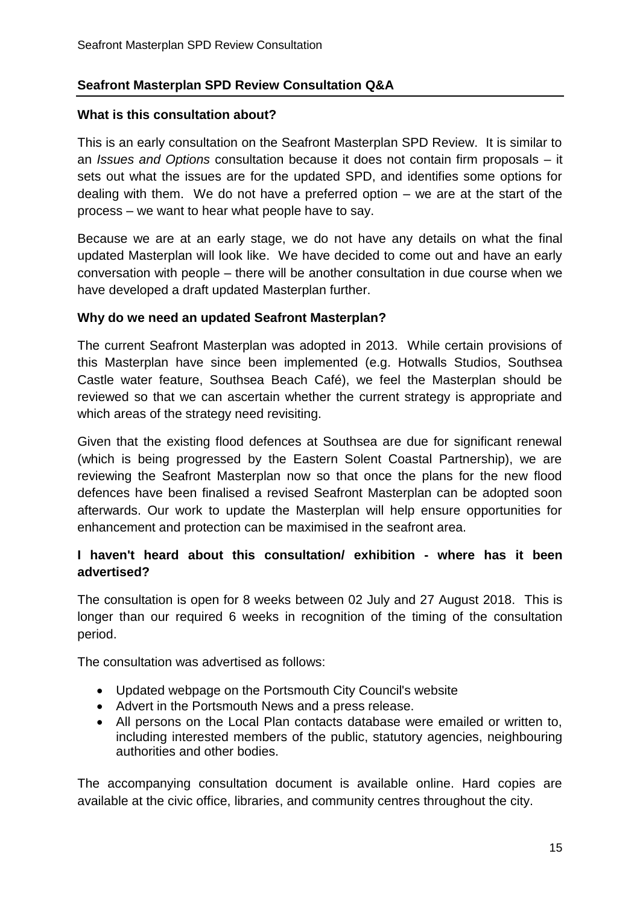## Seafront Masterplan SPD Review Consultation Q&A

**What is this consultation about?**

This is an early consultation on the Seafront Masterplan SPD Review. It is similar to an *Issues and Options* consultation because it does not contain firm proposals – it sets out what the issues are for the updated SPD, and identifies some options for dealing with them. We do not have a preferred option – we are at the start of the process – we want to hear what people have to say.

Because we are at an early stage, we do not have any details on what the final updated Masterplan will look like. We have decided to come out and have an early conversation with people – there will be another consultation in due course when we have developed a draft updated Masterplan further.

**Why do we need an updated Seafront Masterplan?**

The current Seafront Masterplan was adopted in 2013. While certain provisions of this Masterplan have since been implemented (e.g. Hotwalls Studios, Southsea Castle water feature, Southsea Beach Café), we feel the Masterplan should be reviewed so that we can ascertain whether the current strategy is appropriate and which areas of the strategy need revisiting.

Given that the existing flood defences at Southsea are due for significant renewal (which is being progressed by the Eastern Solent Coastal Partnership), we are reviewing the Seafront Masterplan now so that once the plans for the new flood defences have been finalised a revised Seafront Masterplan can be adopted soon afterwards. Our work to update the Masterplan will help ensure opportunities for enhancement and protection can be maximised in the seafront area.

**I haven't heard about this consultation/ exhibition - where has it been advertised?**

The consultation is open for 8 weeks between 02 July and 27 August 2018. This is longer than our required 6 weeks in recognition of the timing of the consultation period.

The consultation was advertised as follows:

- Updated webpage on the Portsmouth City Council's website
- Advert in the Portsmouth News and a press release.
- All persons on the Local Plan contacts database were emailed or written to, including interested members of the public, statutory agencies, neighbouring authorities and other bodies.

The accompanying consultation document is available online. Hard copies are available at the civic office, libraries, and community centres throughout the city.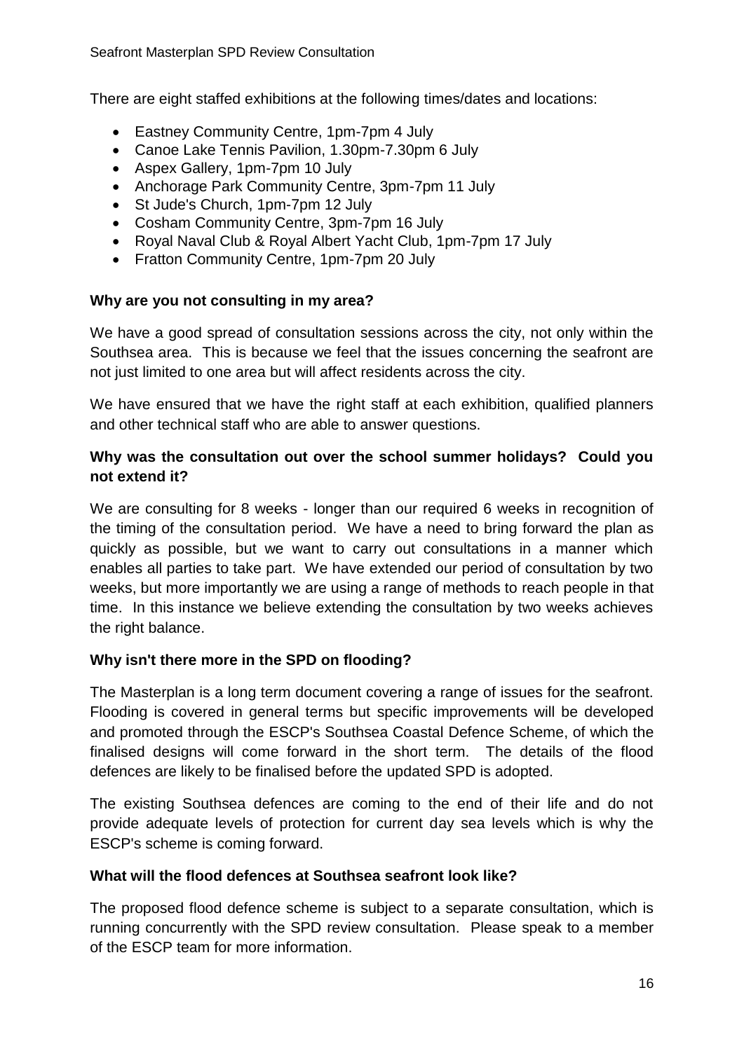There are eight staffed exhibitions at the following times/dates and locations:

- Eastney Community Centre, 1pm-7pm 4 July
- Canoe Lake Tennis Pavilion, 1.30pm-7.30pm 6 July
- Aspex Gallery, 1pm-7pm 10 July
- Anchorage Park Community Centre, 3pm-7pm 11 July
- St Jude's Church, 1pm-7pm 12 July
- Cosham Community Centre, 3pm-7pm 16 July
- Royal Naval Club & Royal Albert Yacht Club, 1pm-7pm 17 July
- Fratton Community Centre, 1pm-7pm 20 July

**Why are you not consulting in my area?**

We have a good spread of consultation sessions across the city, not only within the Southsea area. This is because we feel that the issues concerning the seafront are not just limited to one area but will affect residents across the city.

We have ensured that we have the right staff at each exhibition, qualified planners and other technical staff who are able to answer questions.

**Why was the consultation out over the school summer holidays? Could you not extend it?**

We are consulting for 8 weeks - longer than our required 6 weeks in recognition of the timing of the consultation period. We have a need to bring forward the plan as quickly as possible, but we want to carry out consultations in a manner which enables all parties to take part. We have extended our period of consultation by two weeks, but more importantly we are using a range of methods to reach people in that time. In this instance we believe extending the consultation by two weeks achieves the right balance.

**Why isn't there more in the SPD on flooding?**

The Masterplan is a long term document covering a range of issues for the seafront. Flooding is covered in general terms but specific improvements will be developed and promoted through the ESCP's Southsea Coastal Defence Scheme, of which the finalised designs will come forward in the short term. The details of the flood defences are likely to be finalised before the updated SPD is adopted.

The existing Southsea defences are coming to the end of their life and do not provide adequate levels of protection for current day sea levels which is why the ESCP's scheme is coming forward.

**What will the flood defences at Southsea seafront look like?**

The proposed flood defence scheme is subject to a separate consultation, which is running concurrently with the SPD review consultation. Please speak to a member of the ESCP team for more information.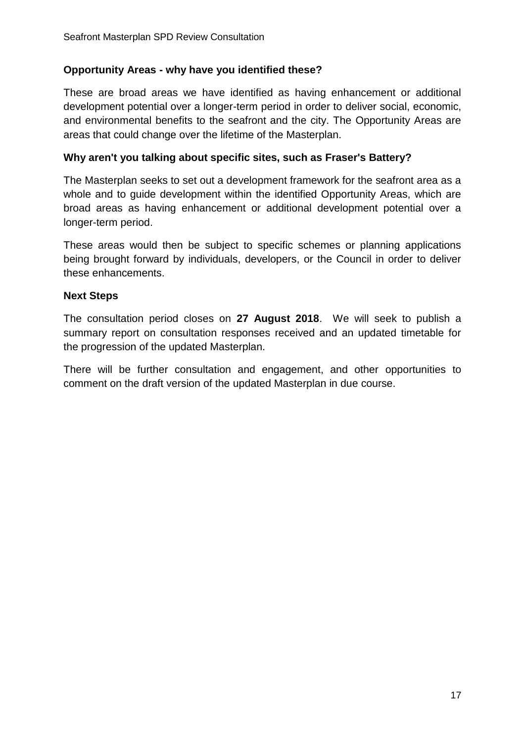**Opportunity Areas - why have you identified these?**

These are broad areas we have identified as having enhancement or additional development potential over a longer-term period in order to deliver social, economic, and environmental benefits to the seafront and the city. The Opportunity Areas are areas that could change over the lifetime of the Masterplan.

**Why aren't you talking about specific sites, such as Fraser's Battery?**

The Masterplan seeks to set out a development framework for the seafront area as a whole and to guide development within the identified Opportunity Areas, which are broad areas as having enhancement or additional development potential over a longer-term period.

These areas would then be subject to specific schemes or planning applications being brought forward by individuals, developers, or the Council in order to deliver these enhancements.

**Next Steps**

The consultation period closes on **27 August 2018**. We will seek to publish a summary report on consultation responses received and an updated timetable for the progression of the updated Masterplan.

There will be further consultation and engagement, and other opportunities to comment on the draft version of the updated Masterplan in due course.